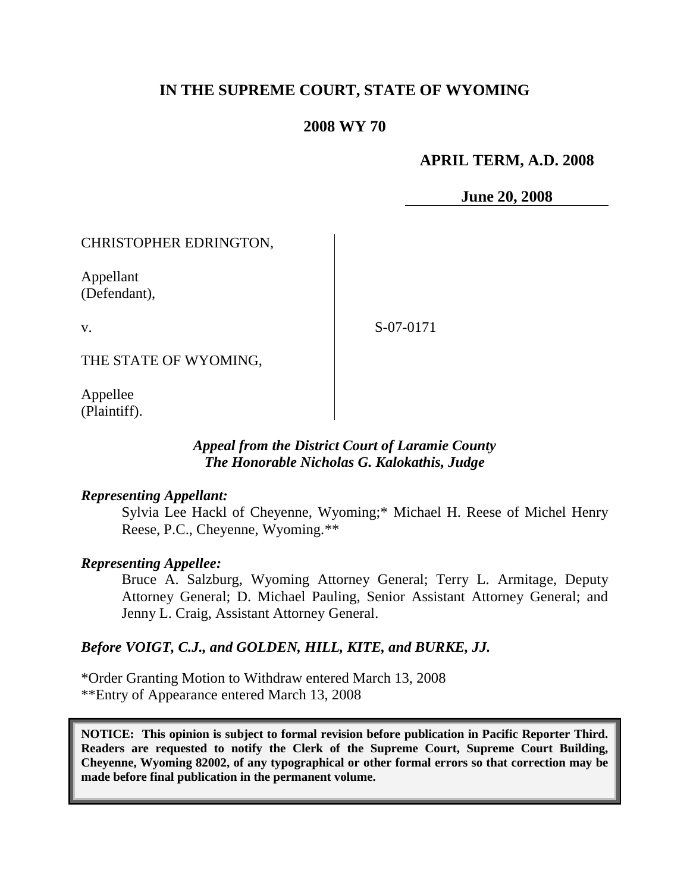# IN THE SUPREME COURT, STATE OF WYOMING

## 2008 WY 70

**APRIL TERM, A.D. 2008**

**June 20, 2008**

CHRISTOPHER EDRINGTON,

Appellant (Defendant),

v.

S-07-0171

THE STATE OF WYOMING,

Appellee (Plaintiff).

***Appeal from the District Court of Laramie County***
***The Honorable Nicholas G. Kalokathis, Judge***

***Representing Appellant:***

Sylvia Lee Hackl of Cheyenne, Wyoming;* Michael H. Reese of Michel Henry Reese, P.C., Cheyenne, Wyoming.**

***Representing Appellee:***

Bruce A. Salzburg, Wyoming Attorney General; Terry L. Armitage, Deputy Attorney General; D. Michael Pauling, Senior Assistant Attorney General; and Jenny L. Craig, Assistant Attorney General.

***Before VOIGT, C.J., and GOLDEN, HILL, KITE, and BURKE, JJ.***

*Order Granting Motion to Withdraw entered March 13, 2008
**Entry of Appearance entered March 13, 2008

**NOTICE: This opinion is subject to formal revision before publication in Pacific Reporter Third. Readers are requested to notify the Clerk of the Supreme Court, Supreme Court Building, Cheyenne, Wyoming 82002, of any typographical or other formal errors so that correction may be made before final publication in the permanent volume.**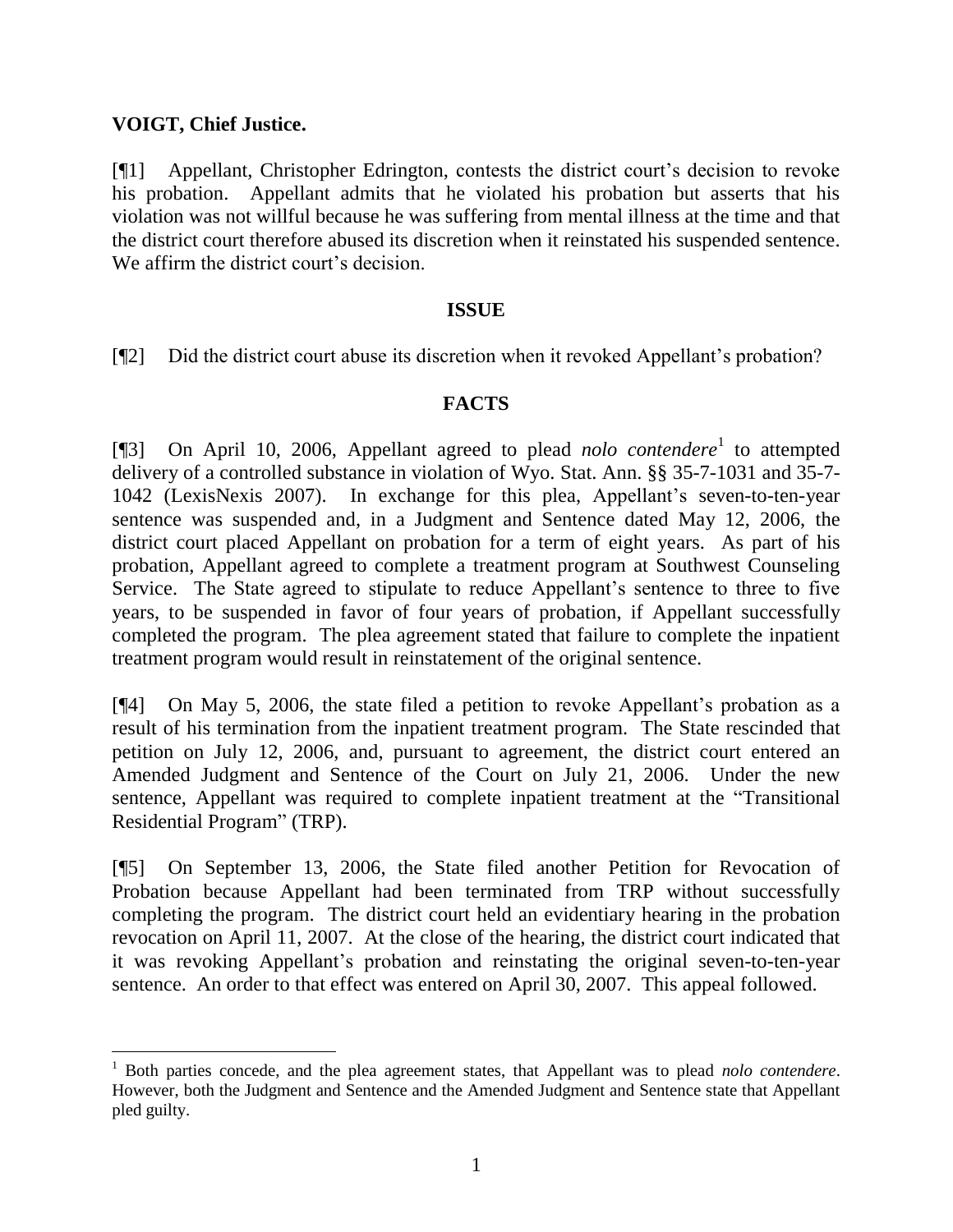**VOIGT, Chief Justice.**

[¶1] Appellant, Christopher Edrington, contests the district court's decision to revoke his probation. Appellant admits that he violated his probation but asserts that his violation was not willful because he was suffering from mental illness at the time and that the district court therefore abused its discretion when it reinstated his suspended sentence. We affirm the district court's decision.

**ISSUE**

[¶2] Did the district court abuse its discretion when it revoked Appellant's probation?

**FACTS**

[¶3] On April 10, 2006, Appellant agreed to plead *nolo contendere*[1] to attempted delivery of a controlled substance in violation of Wyo. Stat. Ann. §§ 35-7-1031 and 35-7-1042 (LexisNexis 2007). In exchange for this plea, Appellant's seven-to-ten-year sentence was suspended and, in a Judgment and Sentence dated May 12, 2006, the district court placed Appellant on probation for a term of eight years. As part of his probation, Appellant agreed to complete a treatment program at Southwest Counseling Service. The State agreed to stipulate to reduce Appellant's sentence to three to five years, to be suspended in favor of four years of probation, if Appellant successfully completed the program. The plea agreement stated that failure to complete the inpatient treatment program would result in reinstatement of the original sentence.

[¶4] On May 5, 2006, the state filed a petition to revoke Appellant's probation as a result of his termination from the inpatient treatment program. The State rescinded that petition on July 12, 2006, and, pursuant to agreement, the district court entered an Amended Judgment and Sentence of the Court on July 21, 2006. Under the new sentence, Appellant was required to complete inpatient treatment at the "Transitional Residential Program" (TRP).

[¶5] On September 13, 2006, the State filed another Petition for Revocation of Probation because Appellant had been terminated from TRP without successfully completing the program. The district court held an evidentiary hearing in the probation revocation on April 11, 2007. At the close of the hearing, the district court indicated that it was revoking Appellant's probation and reinstating the original seven-to-ten-year sentence. An order to that effect was entered on April 30, 2007. This appeal followed.

---

[1] Both parties concede, and the plea agreement states, that Appellant was to plead *nolo contendere*. However, both the Judgment and Sentence and the Amended Judgment and Sentence state that Appellant pled guilty.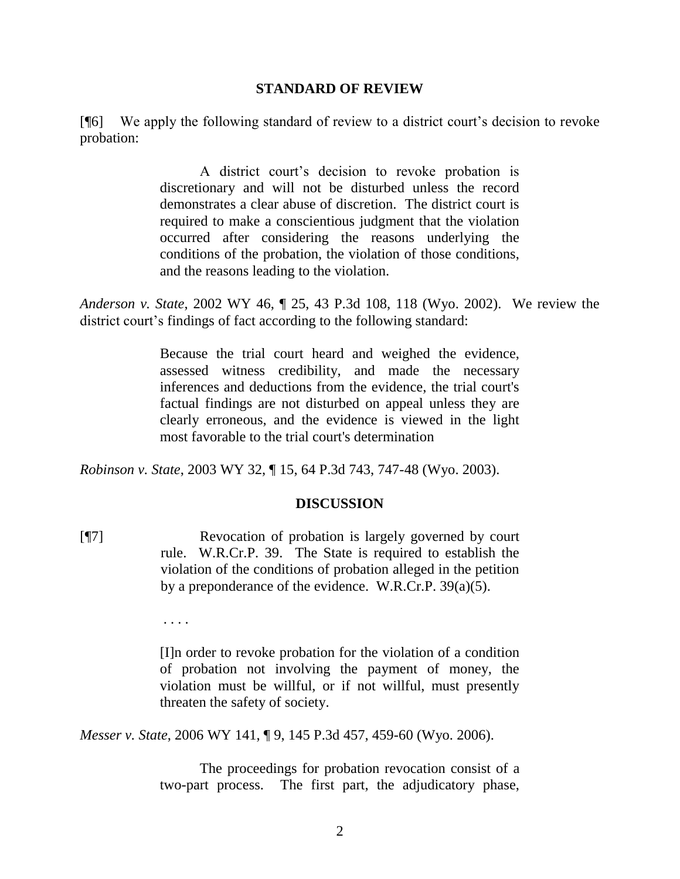## STANDARD OF REVIEW

[¶6] We apply the following standard of review to a district court's decision to revoke probation:

> A district court's decision to revoke probation is discretionary and will not be disturbed unless the record demonstrates a clear abuse of discretion. The district court is required to make a conscientious judgment that the violation occurred after considering the reasons underlying the conditions of the probation, the violation of those conditions, and the reasons leading to the violation.

*Anderson v. State*, 2002 WY 46, ¶ 25, 43 P.3d 108, 118 (Wyo. 2002). We review the district court's findings of fact according to the following standard:

> Because the trial court heard and weighed the evidence, assessed witness credibility, and made the necessary inferences and deductions from the evidence, the trial court's factual findings are not disturbed on appeal unless they are clearly erroneous, and the evidence is viewed in the light most favorable to the trial court's determination

*Robinson v. State*, 2003 WY 32, ¶ 15, 64 P.3d 743, 747-48 (Wyo. 2003).

## DISCUSSION

[¶7]

> Revocation of probation is largely governed by court rule. W.R.Cr.P. 39. The State is required to establish the violation of the conditions of probation alleged in the petition by a preponderance of the evidence. W.R.Cr.P. 39(a)(5).
>
> . . . .
>
> [I]n order to revoke probation for the violation of a condition of probation not involving the payment of money, the violation must be willful, or if not willful, must presently threaten the safety of society.

*Messer v. State*, 2006 WY 141, ¶ 9, 145 P.3d 457, 459-60 (Wyo. 2006).

> The proceedings for probation revocation consist of a two-part process. The first part, the adjudicatory phase,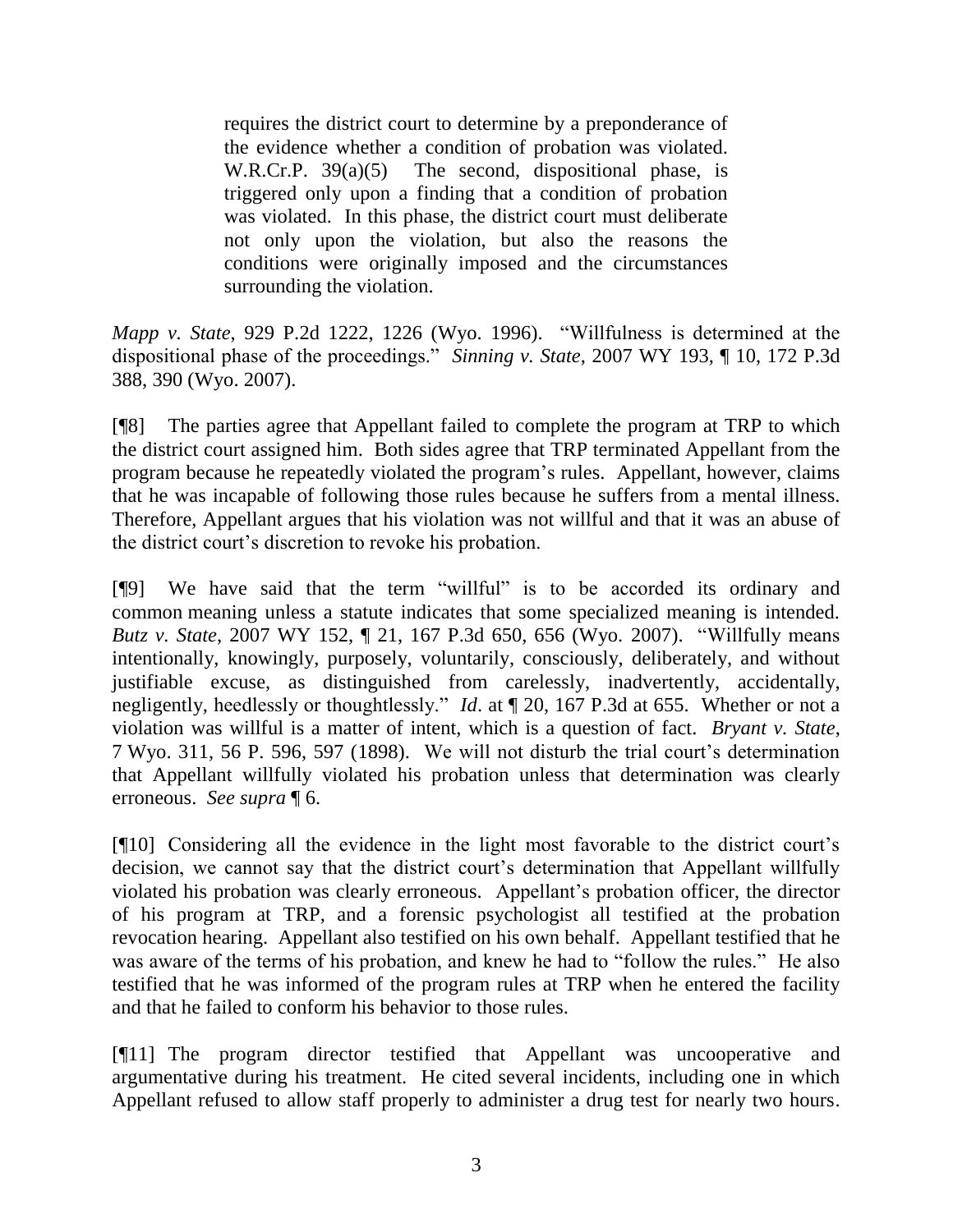> requires the district court to determine by a preponderance of the evidence whether a condition of probation was violated. W.R.Cr.P. 39(a)(5) The second, dispositional phase, is triggered only upon a finding that a condition of probation was violated. In this phase, the district court must deliberate not only upon the violation, but also the reasons the conditions were originally imposed and the circumstances surrounding the violation.

*Mapp v. State*, 929 P.2d 1222, 1226 (Wyo. 1996). "Willfulness is determined at the dispositional phase of the proceedings." *Sinning v. State*, 2007 WY 193, ¶ 10, 172 P.3d 388, 390 (Wyo. 2007).

[¶8] The parties agree that Appellant failed to complete the program at TRP to which the district court assigned him. Both sides agree that TRP terminated Appellant from the program because he repeatedly violated the program's rules. Appellant, however, claims that he was incapable of following those rules because he suffers from a mental illness. Therefore, Appellant argues that his violation was not willful and that it was an abuse of the district court's discretion to revoke his probation.

[¶9] We have said that the term "willful" is to be accorded its ordinary and common meaning unless a statute indicates that some specialized meaning is intended. *Butz v. State*, 2007 WY 152, ¶ 21, 167 P.3d 650, 656 (Wyo. 2007). "Willfully means intentionally, knowingly, purposely, voluntarily, consciously, deliberately, and without justifiable excuse, as distinguished from carelessly, inadvertently, accidentally, negligently, heedlessly or thoughtlessly." *Id*. at ¶ 20, 167 P.3d at 655. Whether or not a violation was willful is a matter of intent, which is a question of fact. *Bryant v. State*, 7 Wyo. 311, 56 P. 596, 597 (1898). We will not disturb the trial court's determination that Appellant willfully violated his probation unless that determination was clearly erroneous. *See supra* ¶ 6.

[¶10] Considering all the evidence in the light most favorable to the district court's decision, we cannot say that the district court's determination that Appellant willfully violated his probation was clearly erroneous. Appellant's probation officer, the director of his program at TRP, and a forensic psychologist all testified at the probation revocation hearing. Appellant also testified on his own behalf. Appellant testified that he was aware of the terms of his probation, and knew he had to "follow the rules." He also testified that he was informed of the program rules at TRP when he entered the facility and that he failed to conform his behavior to those rules.

[¶11] The program director testified that Appellant was uncooperative and argumentative during his treatment. He cited several incidents, including one in which Appellant refused to allow staff properly to administer a drug test for nearly two hours.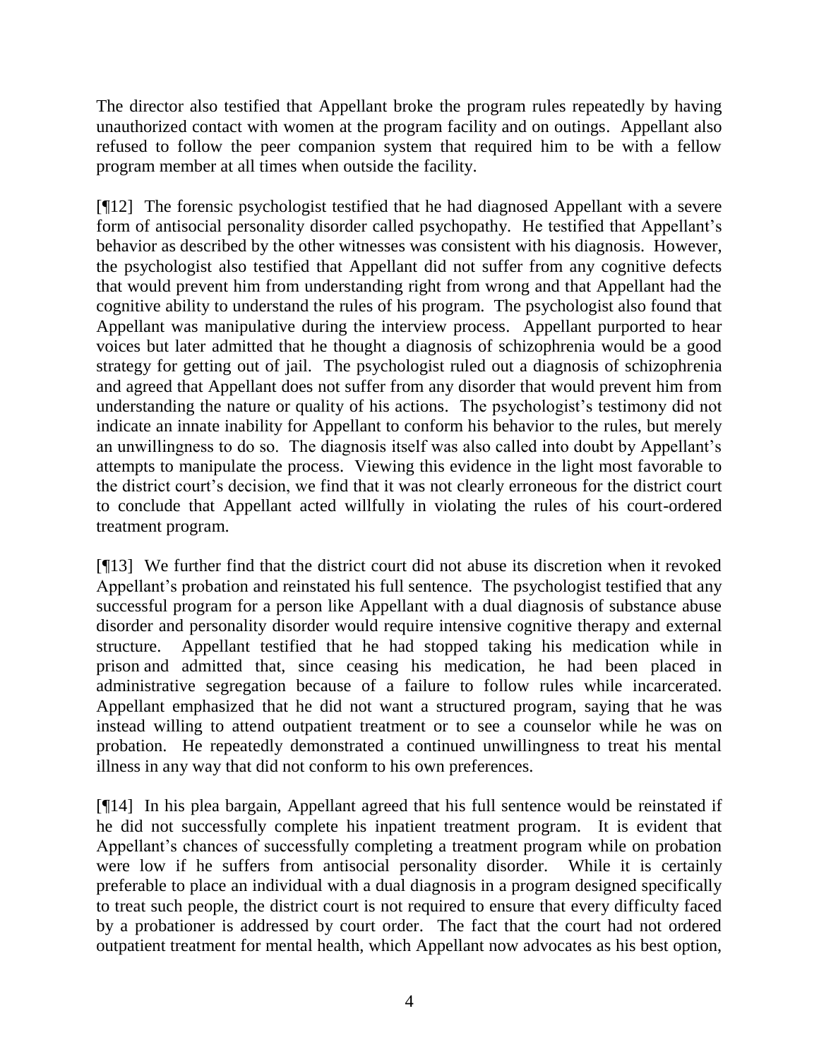The director also testified that Appellant broke the program rules repeatedly by having unauthorized contact with women at the program facility and on outings. Appellant also refused to follow the peer companion system that required him to be with a fellow program member at all times when outside the facility.

[¶12] The forensic psychologist testified that he had diagnosed Appellant with a severe form of antisocial personality disorder called psychopathy. He testified that Appellant's behavior as described by the other witnesses was consistent with his diagnosis. However, the psychologist also testified that Appellant did not suffer from any cognitive defects that would prevent him from understanding right from wrong and that Appellant had the cognitive ability to understand the rules of his program. The psychologist also found that Appellant was manipulative during the interview process. Appellant purported to hear voices but later admitted that he thought a diagnosis of schizophrenia would be a good strategy for getting out of jail. The psychologist ruled out a diagnosis of schizophrenia and agreed that Appellant does not suffer from any disorder that would prevent him from understanding the nature or quality of his actions. The psychologist's testimony did not indicate an innate inability for Appellant to conform his behavior to the rules, but merely an unwillingness to do so. The diagnosis itself was also called into doubt by Appellant's attempts to manipulate the process. Viewing this evidence in the light most favorable to the district court's decision, we find that it was not clearly erroneous for the district court to conclude that Appellant acted willfully in violating the rules of his court-ordered treatment program.

[¶13] We further find that the district court did not abuse its discretion when it revoked Appellant's probation and reinstated his full sentence. The psychologist testified that any successful program for a person like Appellant with a dual diagnosis of substance abuse disorder and personality disorder would require intensive cognitive therapy and external structure. Appellant testified that he had stopped taking his medication while in prison and admitted that, since ceasing his medication, he had been placed in administrative segregation because of a failure to follow rules while incarcerated. Appellant emphasized that he did not want a structured program, saying that he was instead willing to attend outpatient treatment or to see a counselor while he was on probation. He repeatedly demonstrated a continued unwillingness to treat his mental illness in any way that did not conform to his own preferences.

[¶14] In his plea bargain, Appellant agreed that his full sentence would be reinstated if he did not successfully complete his inpatient treatment program. It is evident that Appellant's chances of successfully completing a treatment program while on probation were low if he suffers from antisocial personality disorder. While it is certainly preferable to place an individual with a dual diagnosis in a program designed specifically to treat such people, the district court is not required to ensure that every difficulty faced by a probationer is addressed by court order. The fact that the court had not ordered outpatient treatment for mental health, which Appellant now advocates as his best option,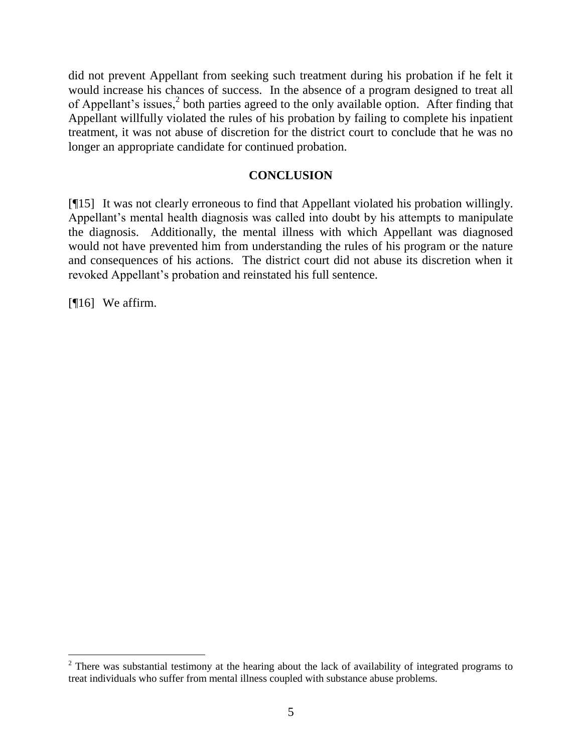did not prevent Appellant from seeking such treatment during his probation if he felt it would increase his chances of success. In the absence of a program designed to treat all of Appellant's issues,[2] both parties agreed to the only available option. After finding that Appellant willfully violated the rules of his probation by failing to complete his inpatient treatment, it was not abuse of discretion for the district court to conclude that he was no longer an appropriate candidate for continued probation.

## CONCLUSION

[¶15] It was not clearly erroneous to find that Appellant violated his probation willingly. Appellant's mental health diagnosis was called into doubt by his attempts to manipulate the diagnosis. Additionally, the mental illness with which Appellant was diagnosed would not have prevented him from understanding the rules of his program or the nature and consequences of his actions. The district court did not abuse its discretion when it revoked Appellant's probation and reinstated his full sentence.

[¶16] We affirm.

---

[2] There was substantial testimony at the hearing about the lack of availability of integrated programs to treat individuals who suffer from mental illness coupled with substance abuse problems.